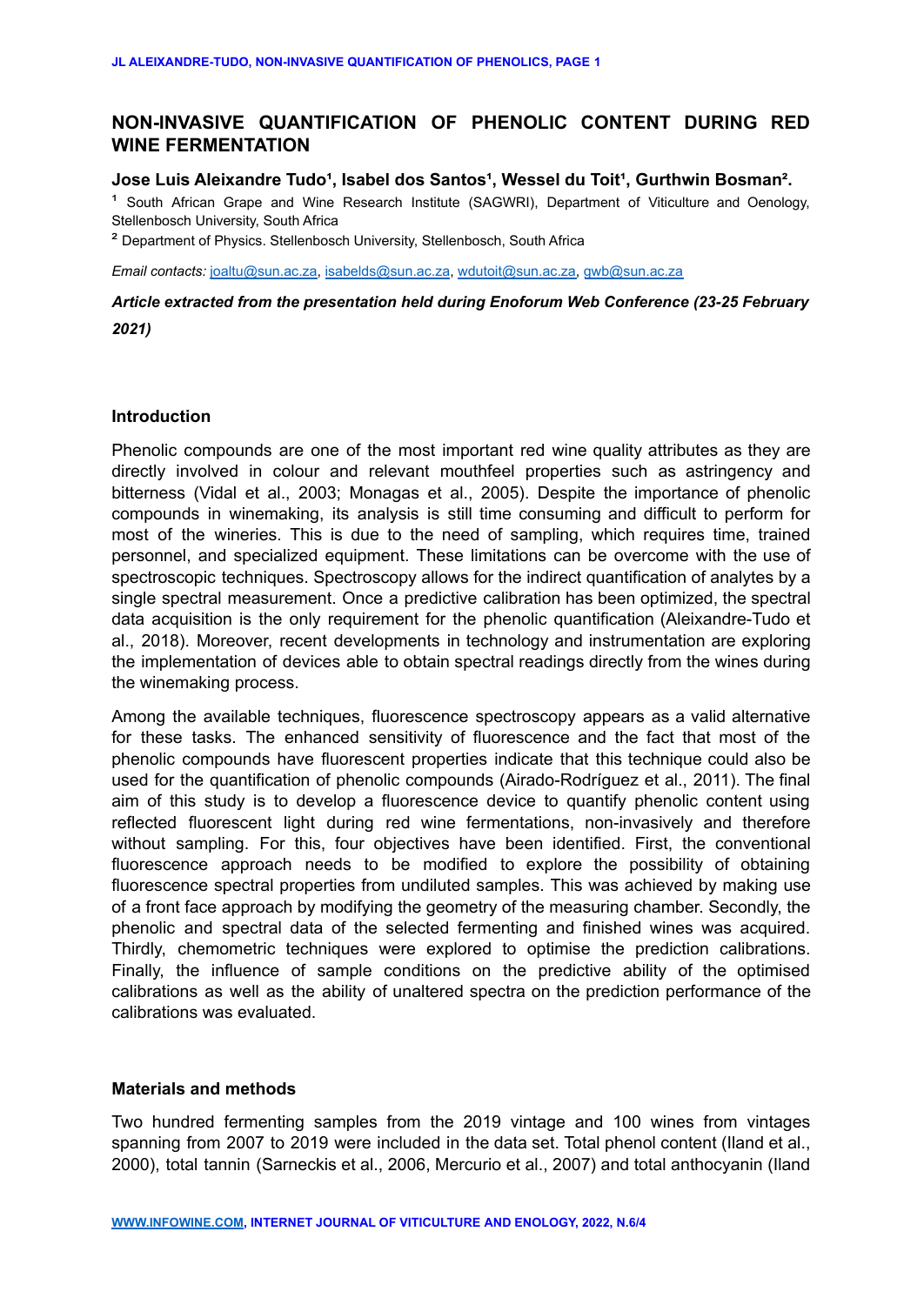# NON-INVASIVE QUANTIFICATION OF PHENOLIC CONTENT DURING RED WINE FERMENTATION

**Jose Luis Aleixandre Tudo[1], Isabel dos Santos[1], Wessel du Toit[1], Gurthwin Bosman[2].**

[1] South African Grape and Wine Research Institute (SAGWRI), Department of Viticulture and Oenology, Stellenbosch University, South Africa

[2] Department of Physics. Stellenbosch University, Stellenbosch, South Africa

*Email contacts:* joaltu@sun.ac.za, isabelds@sun.ac.za, wdutoit@sun.ac.za, gwb@sun.ac.za

***Article extracted from the presentation held during Enoforum Web Conference (23-25 February 2021)***

## Introduction

Phenolic compounds are one of the most important red wine quality attributes as they are directly involved in colour and relevant mouthfeel properties such as astringency and bitterness (Vidal et al., 2003; Monagas et al., 2005). Despite the importance of phenolic compounds in winemaking, its analysis is still time consuming and difficult to perform for most of the wineries. This is due to the need of sampling, which requires time, trained personnel, and specialized equipment. These limitations can be overcome with the use of spectroscopic techniques. Spectroscopy allows for the indirect quantification of analytes by a single spectral measurement. Once a predictive calibration has been optimized, the spectral data acquisition is the only requirement for the phenolic quantification (Aleixandre-Tudo et al., 2018). Moreover, recent developments in technology and instrumentation are exploring the implementation of devices able to obtain spectral readings directly from the wines during the winemaking process.

Among the available techniques, fluorescence spectroscopy appears as a valid alternative for these tasks. The enhanced sensitivity of fluorescence and the fact that most of the phenolic compounds have fluorescent properties indicate that this technique could also be used for the quantification of phenolic compounds (Airado-Rodríguez et al., 2011). The final aim of this study is to develop a fluorescence device to quantify phenolic content using reflected fluorescent light during red wine fermentations, non-invasively and therefore without sampling. For this, four objectives have been identified. First, the conventional fluorescence approach needs to be modified to explore the possibility of obtaining fluorescence spectral properties from undiluted samples. This was achieved by making use of a front face approach by modifying the geometry of the measuring chamber. Secondly, the phenolic and spectral data of the selected fermenting and finished wines was acquired. Thirdly, chemometric techniques were explored to optimise the prediction calibrations. Finally, the influence of sample conditions on the predictive ability of the optimised calibrations as well as the ability of unaltered spectra on the prediction performance of the calibrations was evaluated.

## Materials and methods

Two hundred fermenting samples from the 2019 vintage and 100 wines from vintages spanning from 2007 to 2019 were included in the data set. Total phenol content (Iland et al., 2000), total tannin (Sarneckis et al., 2006, Mercurio et al., 2007) and total anthocyanin (Iland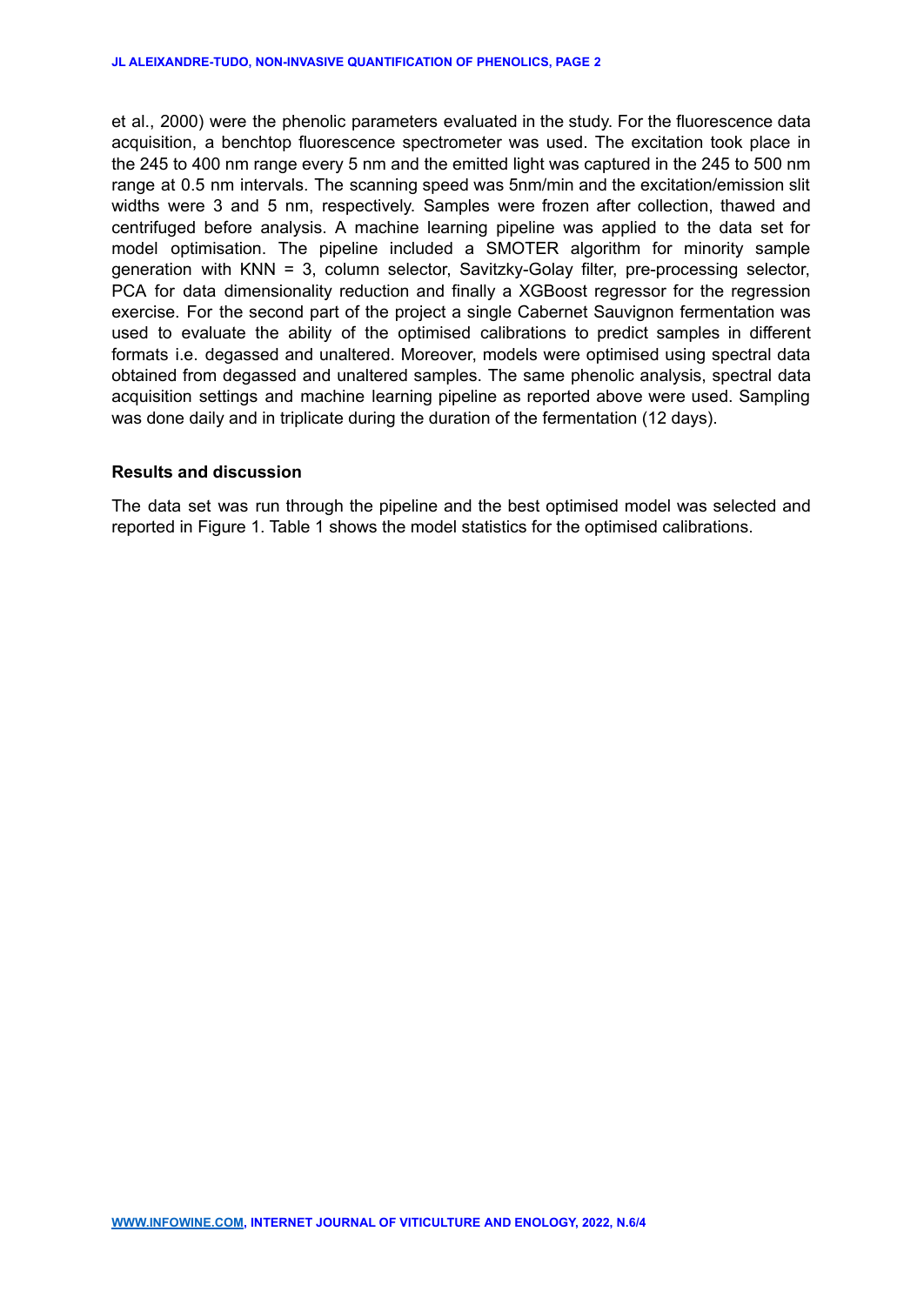et al., 2000) were the phenolic parameters evaluated in the study. For the fluorescence data acquisition, a benchtop fluorescence spectrometer was used. The excitation took place in the 245 to 400 nm range every 5 nm and the emitted light was captured in the 245 to 500 nm range at 0.5 nm intervals. The scanning speed was 5nm/min and the excitation/emission slit widths were 3 and 5 nm, respectively. Samples were frozen after collection, thawed and centrifuged before analysis. A machine learning pipeline was applied to the data set for model optimisation. The pipeline included a SMOTER algorithm for minority sample generation with KNN = 3, column selector, Savitzky-Golay filter, pre-processing selector, PCA for data dimensionality reduction and finally a XGBoost regressor for the regression exercise. For the second part of the project a single Cabernet Sauvignon fermentation was used to evaluate the ability of the optimised calibrations to predict samples in different formats i.e. degassed and unaltered. Moreover, models were optimised using spectral data obtained from degassed and unaltered samples. The same phenolic analysis, spectral data acquisition settings and machine learning pipeline as reported above were used. Sampling was done daily and in triplicate during the duration of the fermentation (12 days).

## Results and discussion

The data set was run through the pipeline and the best optimised model was selected and reported in Figure 1. Table 1 shows the model statistics for the optimised calibrations.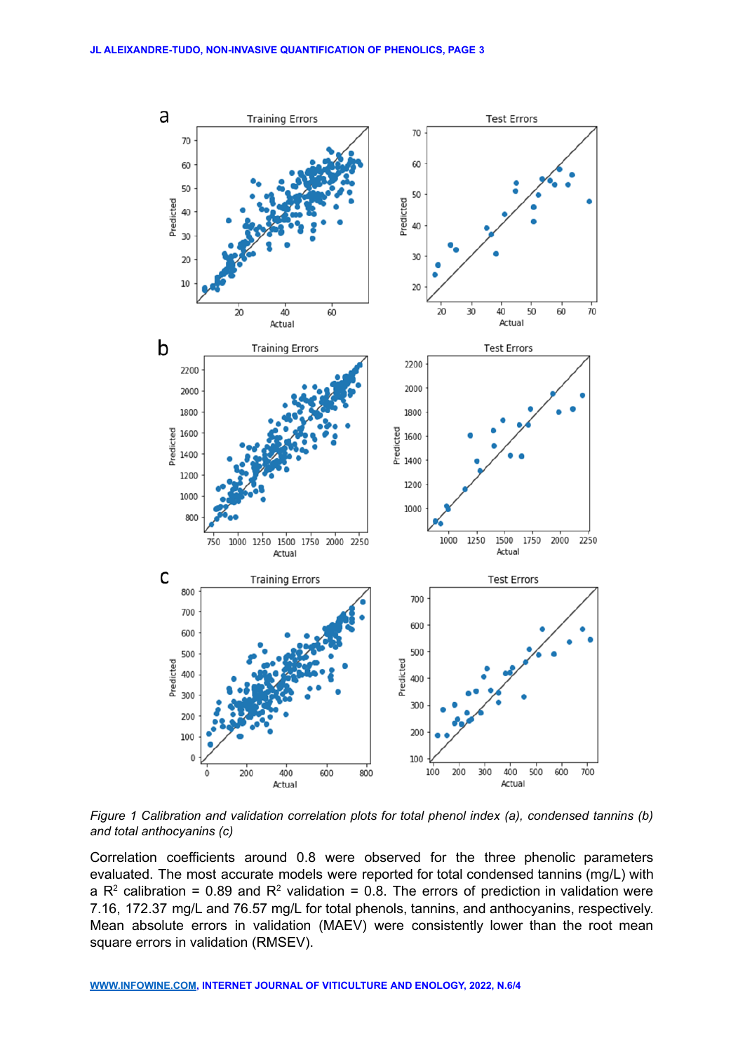*Figure 1 Calibration and validation correlation plots for total phenol index (a), condensed tannins (b) and total anthocyanins (c)*

Correlation coefficients around 0.8 were observed for the three phenolic parameters evaluated. The most accurate models were reported for total condensed tannins (mg/L) with a $R^2$ calibration = 0.89 and $R^2$ validation = 0.8. The errors of prediction in validation were 7.16, 172.37 mg/L and 76.57 mg/L for total phenols, tannins, and anthocyanins, respectively. Mean absolute errors in validation (MAEV) were consistently lower than the root mean square errors in validation (RMSEV).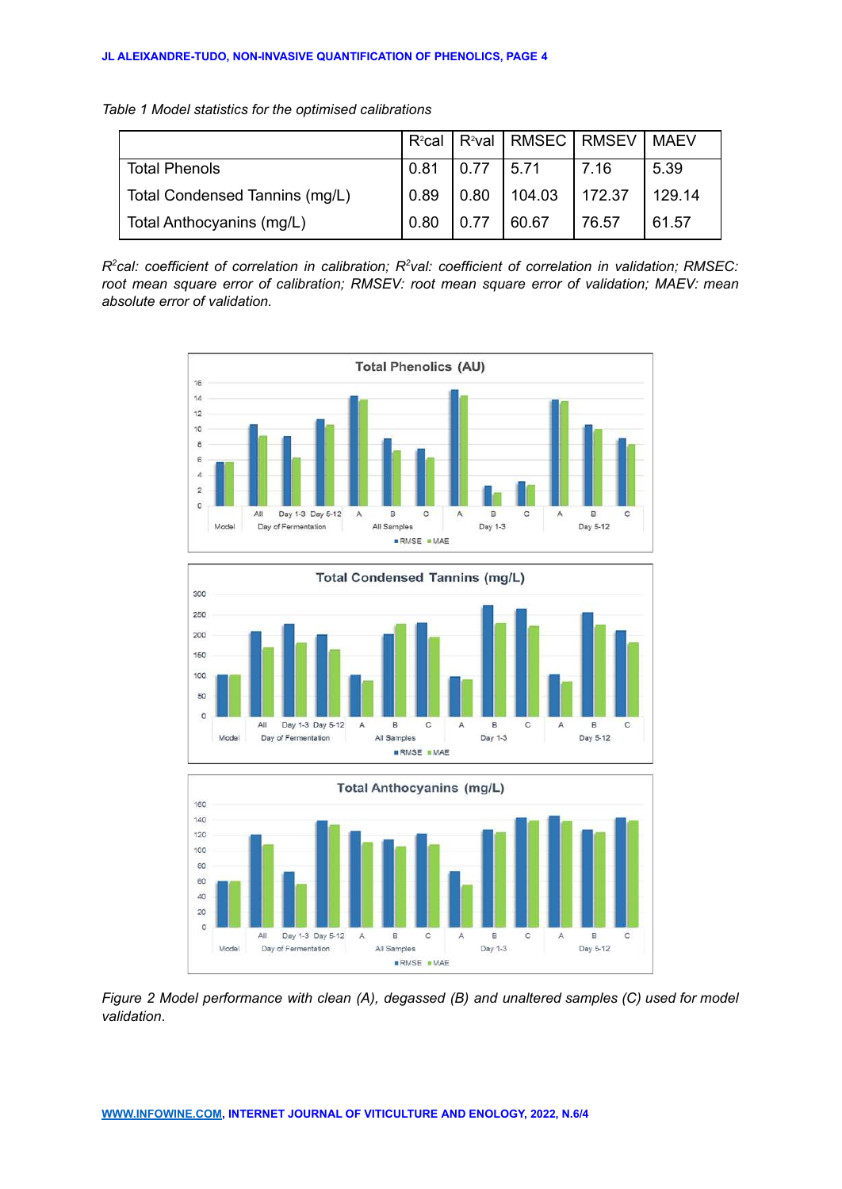*Table 1 Model statistics for the optimised calibrations*

| | $R^2$cal | $R^2$val | RMSEC | RMSEV | MAEV |
|---|---|---|---|---|---|
| Total Phenols | 0.81 | 0.77 | 5.71 | 7.16 | 5.39 |
| Total Condensed Tannins (mg/L) | 0.89 | 0.80 | 104.03 | 172.37 | 129.14 |
| Total Anthocyanins (mg/L) | 0.80 | 0.77 | 60.67 | 76.57 | 61.57 |

*$R^2$cal: coefficient of correlation in calibration; $R^2$val: coefficient of correlation in validation; RMSEC: root mean square error of calibration; RMSEV: root mean square error of validation; MAEV: mean absolute error of validation.*

*Figure 2 Model performance with clean (A), degassed (B) and unaltered samples (C) used for model validation.*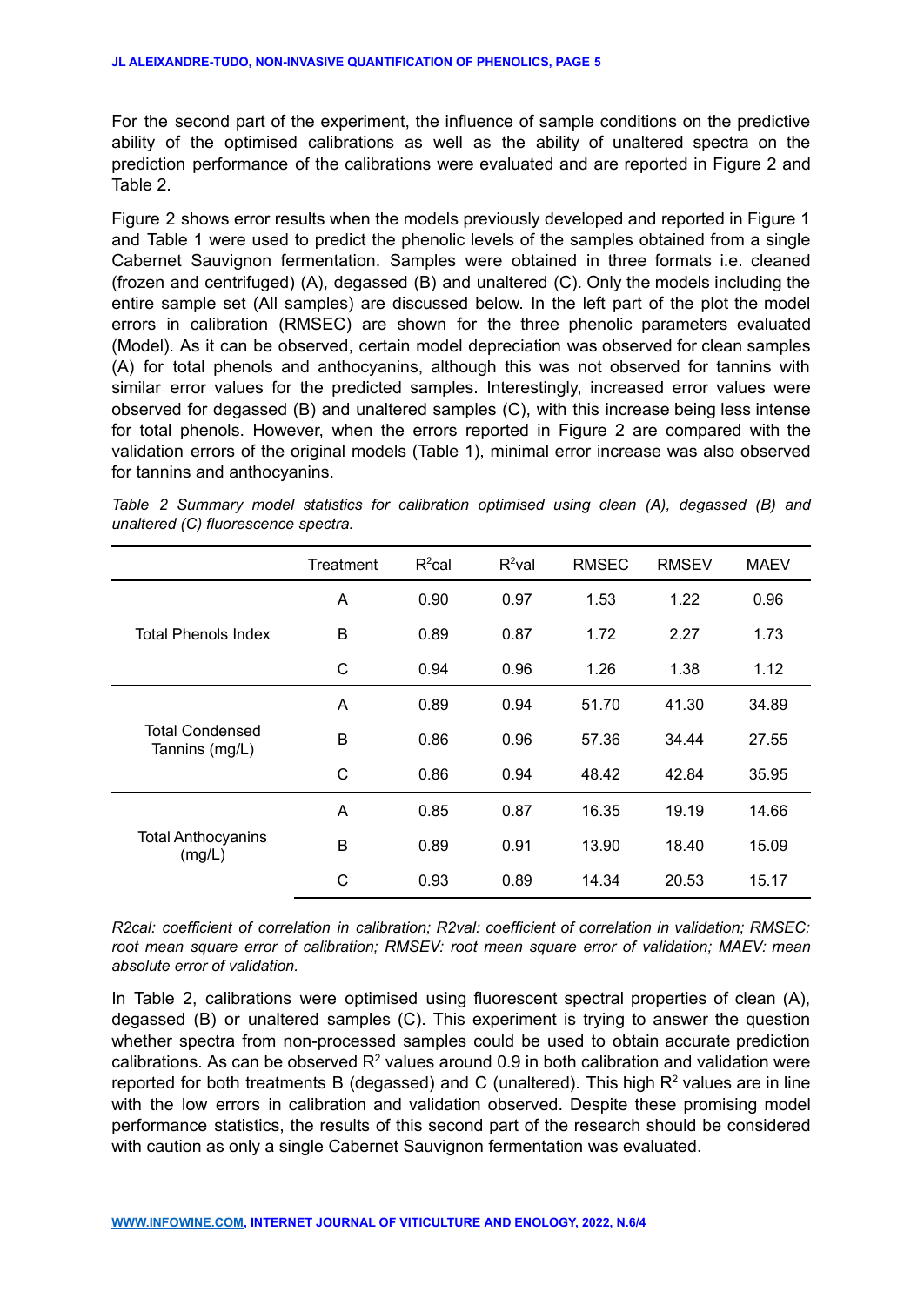For the second part of the experiment, the influence of sample conditions on the predictive ability of the optimised calibrations as well as the ability of unaltered spectra on the prediction performance of the calibrations were evaluated and are reported in Figure 2 and Table 2.

Figure 2 shows error results when the models previously developed and reported in Figure 1 and Table 1 were used to predict the phenolic levels of the samples obtained from a single Cabernet Sauvignon fermentation. Samples were obtained in three formats i.e. cleaned (frozen and centrifuged) (A), degassed (B) and unaltered (C). Only the models including the entire sample set (All samples) are discussed below. In the left part of the plot the model errors in calibration (RMSEC) are shown for the three phenolic parameters evaluated (Model). As it can be observed, certain model depreciation was observed for clean samples (A) for total phenols and anthocyanins, although this was not observed for tannins with similar error values for the predicted samples. Interestingly, increased error values were observed for degassed (B) and unaltered samples (C), with this increase being less intense for total phenols. However, when the errors reported in Figure 2 are compared with the validation errors of the original models (Table 1), minimal error increase was also observed for tannins and anthocyanins.

*Table 2 Summary model statistics for calibration optimised using clean (A), degassed (B) and unaltered (C) fluorescence spectra.*

| | Treatment | $R^2$cal | $R^2$val | RMSEC | RMSEV | MAEV |
|---|---|---|---|---|---|---|
| Total Phenols Index | A | 0.90 | 0.97 | 1.53 | 1.22 | 0.96 |
| | B | 0.89 | 0.87 | 1.72 | 2.27 | 1.73 |
| | C | 0.94 | 0.96 | 1.26 | 1.38 | 1.12 |
| Total Condensed Tannins (mg/L) | A | 0.89 | 0.94 | 51.70 | 41.30 | 34.89 |
| | B | 0.86 | 0.96 | 57.36 | 34.44 | 27.55 |
| | C | 0.86 | 0.94 | 48.42 | 42.84 | 35.95 |
| Total Anthocyanins (mg/L) | A | 0.85 | 0.87 | 16.35 | 19.19 | 14.66 |
| | B | 0.89 | 0.91 | 13.90 | 18.40 | 15.09 |
| | C | 0.93 | 0.89 | 14.34 | 20.53 | 15.17 |

*R2cal: coefficient of correlation in calibration; R2val: coefficient of correlation in validation; RMSEC: root mean square error of calibration; RMSEV: root mean square error of validation; MAEV: mean absolute error of validation.*

In Table 2, calibrations were optimised using fluorescent spectral properties of clean (A), degassed (B) or unaltered samples (C). This experiment is trying to answer the question whether spectra from non-processed samples could be used to obtain accurate prediction calibrations. As can be observed $R^2$ values around 0.9 in both calibration and validation were reported for both treatments B (degassed) and C (unaltered). This high $R^2$ values are in line with the low errors in calibration and validation observed. Despite these promising model performance statistics, the results of this second part of the research should be considered with caution as only a single Cabernet Sauvignon fermentation was evaluated.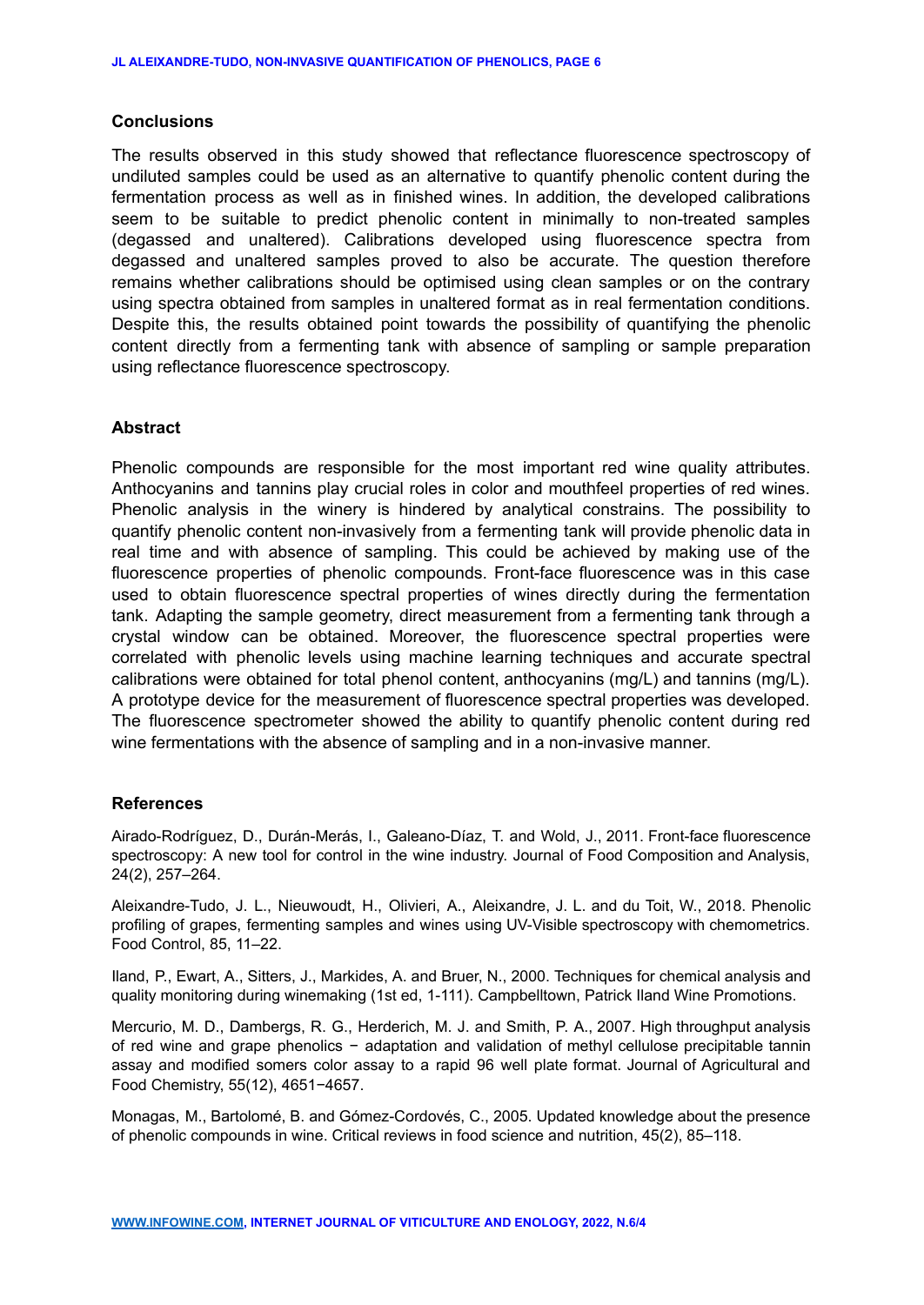## Conclusions

The results observed in this study showed that reflectance fluorescence spectroscopy of undiluted samples could be used as an alternative to quantify phenolic content during the fermentation process as well as in finished wines. In addition, the developed calibrations seem to be suitable to predict phenolic content in minimally to non-treated samples (degassed and unaltered). Calibrations developed using fluorescence spectra from degassed and unaltered samples proved to also be accurate. The question therefore remains whether calibrations should be optimised using clean samples or on the contrary using spectra obtained from samples in unaltered format as in real fermentation conditions. Despite this, the results obtained point towards the possibility of quantifying the phenolic content directly from a fermenting tank with absence of sampling or sample preparation using reflectance fluorescence spectroscopy.

## Abstract

Phenolic compounds are responsible for the most important red wine quality attributes. Anthocyanins and tannins play crucial roles in color and mouthfeel properties of red wines. Phenolic analysis in the winery is hindered by analytical constrains. The possibility to quantify phenolic content non-invasively from a fermenting tank will provide phenolic data in real time and with absence of sampling. This could be achieved by making use of the fluorescence properties of phenolic compounds. Front-face fluorescence was in this case used to obtain fluorescence spectral properties of wines directly during the fermentation tank. Adapting the sample geometry, direct measurement from a fermenting tank through a crystal window can be obtained. Moreover, the fluorescence spectral properties were correlated with phenolic levels using machine learning techniques and accurate spectral calibrations were obtained for total phenol content, anthocyanins (mg/L) and tannins (mg/L). A prototype device for the measurement of fluorescence spectral properties was developed. The fluorescence spectrometer showed the ability to quantify phenolic content during red wine fermentations with the absence of sampling and in a non-invasive manner.

## References

Airado-Rodríguez, D., Durán-Merás, I., Galeano-Díaz, T. and Wold, J., 2011. Front-face fluorescence spectroscopy: A new tool for control in the wine industry. Journal of Food Composition and Analysis, 24(2), 257–264.

Aleixandre-Tudo, J. L., Nieuwoudt, H., Olivieri, A., Aleixandre, J. L. and du Toit, W., 2018. Phenolic profiling of grapes, fermenting samples and wines using UV-Visible spectroscopy with chemometrics. Food Control, 85, 11–22.

Iland, P., Ewart, A., Sitters, J., Markides, A. and Bruer, N., 2000. Techniques for chemical analysis and quality monitoring during winemaking (1st ed, 1-111). Campbelltown, Patrick Iland Wine Promotions.

Mercurio, M. D., Dambergs, R. G., Herderich, M. J. and Smith, P. A., 2007. High throughput analysis of red wine and grape phenolics − adaptation and validation of methyl cellulose precipitable tannin assay and modified somers color assay to a rapid 96 well plate format. Journal of Agricultural and Food Chemistry, 55(12), 4651−4657.

Monagas, M., Bartolomé, B. and Gómez-Cordovés, C., 2005. Updated knowledge about the presence of phenolic compounds in wine. Critical reviews in food science and nutrition, 45(2), 85–118.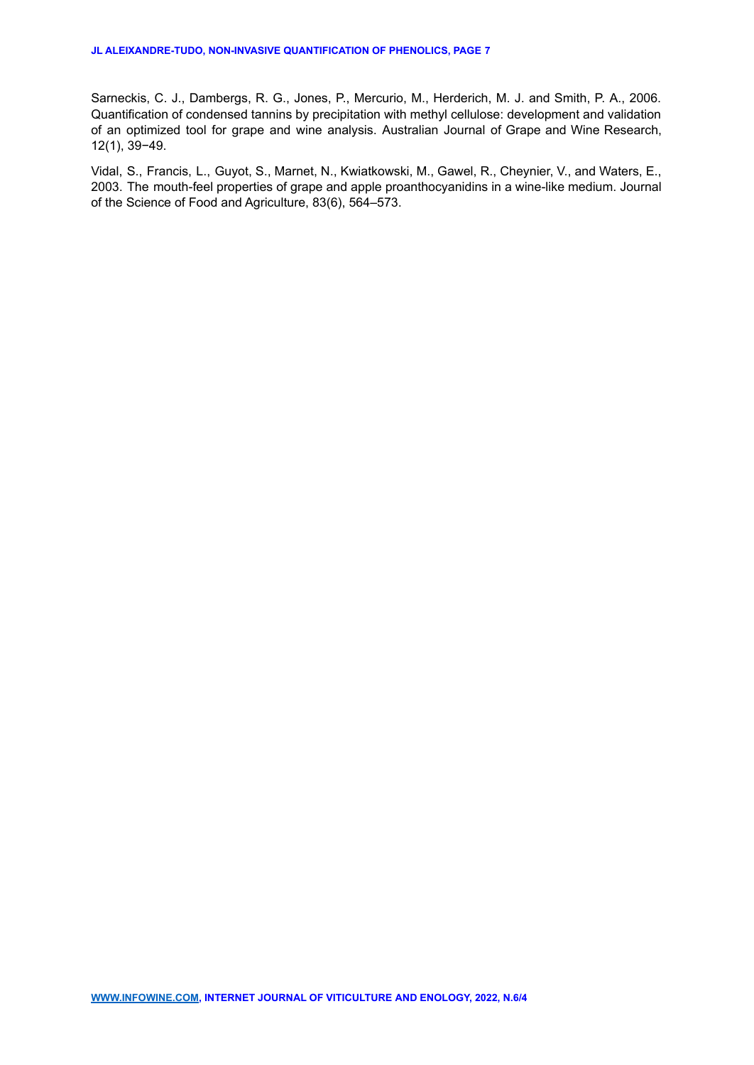Sarneckis, C. J., Dambergs, R. G., Jones, P., Mercurio, M., Herderich, M. J. and Smith, P. A., 2006. Quantification of condensed tannins by precipitation with methyl cellulose: development and validation of an optimized tool for grape and wine analysis. Australian Journal of Grape and Wine Research, 12(1), 39−49.

Vidal, S., Francis, L., Guyot, S., Marnet, N., Kwiatkowski, M., Gawel, R., Cheynier, V., and Waters, E., 2003. The mouth-feel properties of grape and apple proanthocyanidins in a wine-like medium. Journal of the Science of Food and Agriculture, 83(6), 564–573.